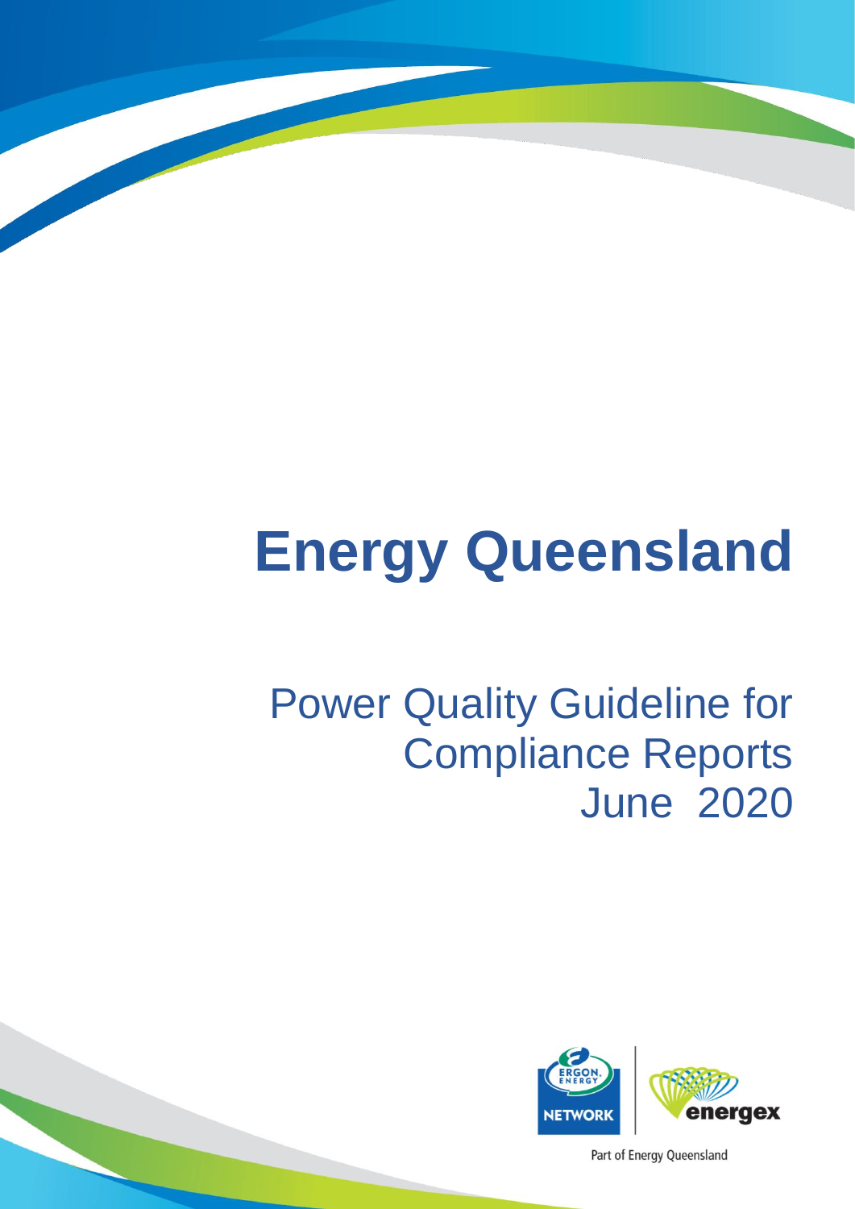# Energy Queensland

## Power Quality Guideline for Compliance Reports June 2020

Part of Energy Queensland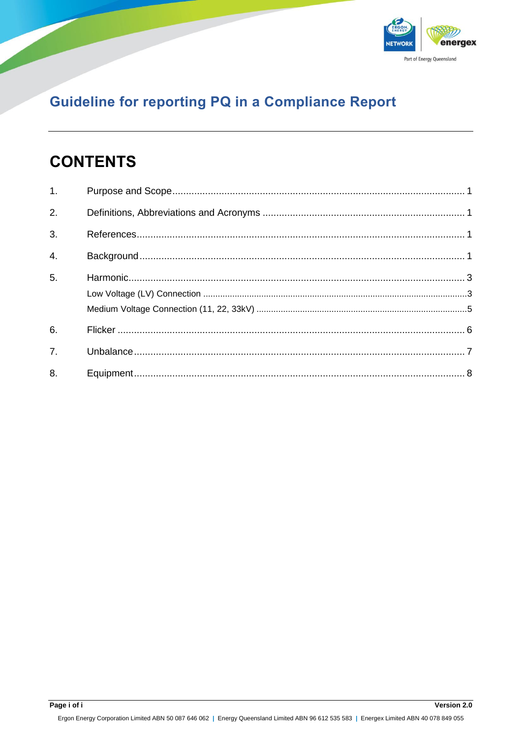# Guideline for reporting PQ in a Compliance Report

## CONTENTS

1. Purpose and Scope .......... 1
2. Definitions, Abbreviations and Acronyms .......... 1
3. References .......... 1
4. Background .......... 1
5. Harmonic .......... 3
   - Low Voltage (LV) Connection .......... 3
   - Medium Voltage Connection (11, 22, 33kV) .......... 5
6. Flicker .......... 6
7. Unbalance .......... 7
8. Equipment .......... 8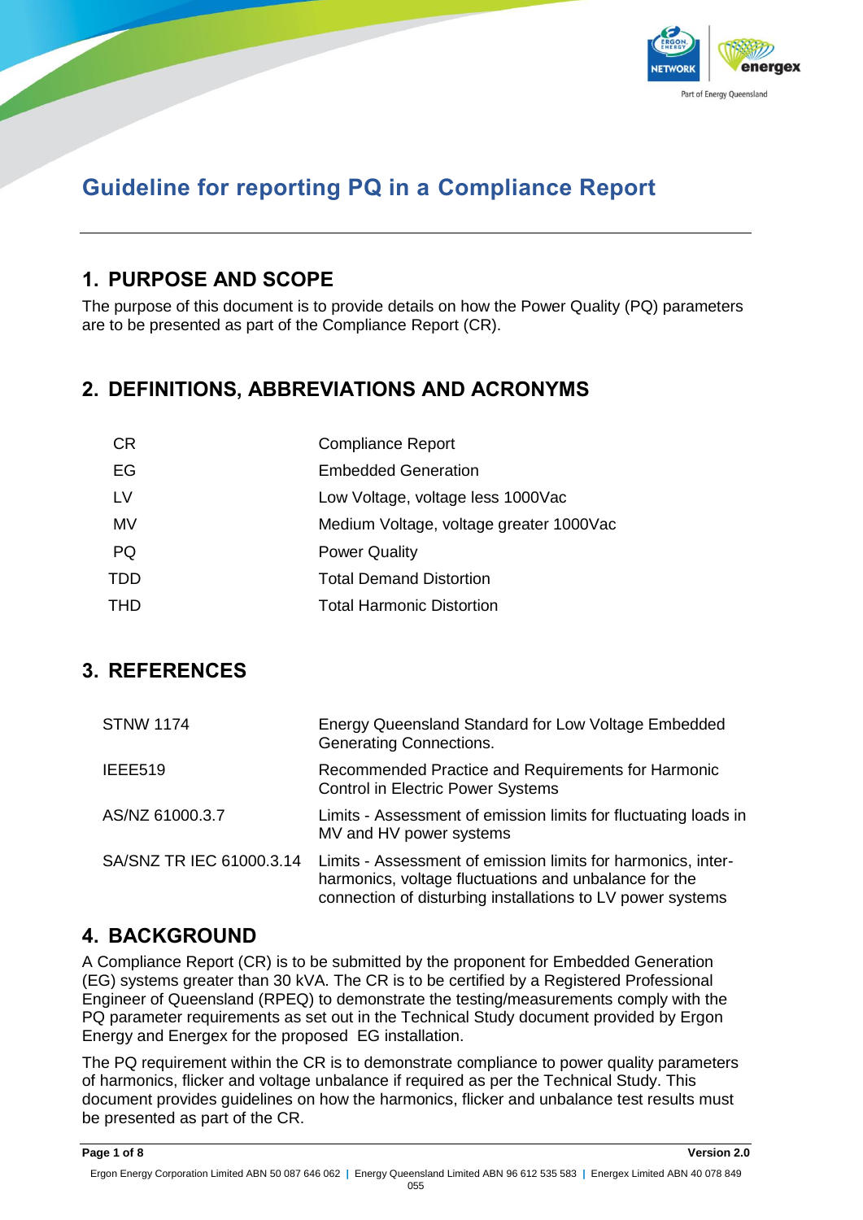# Guideline for reporting PQ in a Compliance Report

## 1. PURPOSE AND SCOPE

The purpose of this document is to provide details on how the Power Quality (PQ) parameters are to be presented as part of the Compliance Report (CR).

## 2. DEFINITIONS, ABBREVIATIONS AND ACRONYMS

| | |
|---|---|
| CR | Compliance Report |
| EG | Embedded Generation |
| LV | Low Voltage, voltage less 1000Vac |
| MV | Medium Voltage, voltage greater 1000Vac |
| PQ | Power Quality |
| TDD | Total Demand Distortion |
| THD | Total Harmonic Distortion |

## 3. REFERENCES

| | |
|---|---|
| STNW 1174 | Energy Queensland Standard for Low Voltage Embedded Generating Connections. |
| IEEE519 | Recommended Practice and Requirements for Harmonic Control in Electric Power Systems |
| AS/NZ 61000.3.7 | Limits - Assessment of emission limits for fluctuating loads in MV and HV power systems |
| SA/SNZ TR IEC 61000.3.14 | Limits - Assessment of emission limits for harmonics, inter-harmonics, voltage fluctuations and unbalance for the connection of disturbing installations to LV power systems |

## 4. BACKGROUND

A Compliance Report (CR) is to be submitted by the proponent for Embedded Generation (EG) systems greater than 30 kVA. The CR is to be certified by a Registered Professional Engineer of Queensland (RPEQ) to demonstrate the testing/measurements comply with the PQ parameter requirements as set out in the Technical Study document provided by Ergon Energy and Energex for the proposed EG installation.

The PQ requirement within the CR is to demonstrate compliance to power quality parameters of harmonics, flicker and voltage unbalance if required as per the Technical Study. This document provides guidelines on how the harmonics, flicker and unbalance test results must be presented as part of the CR.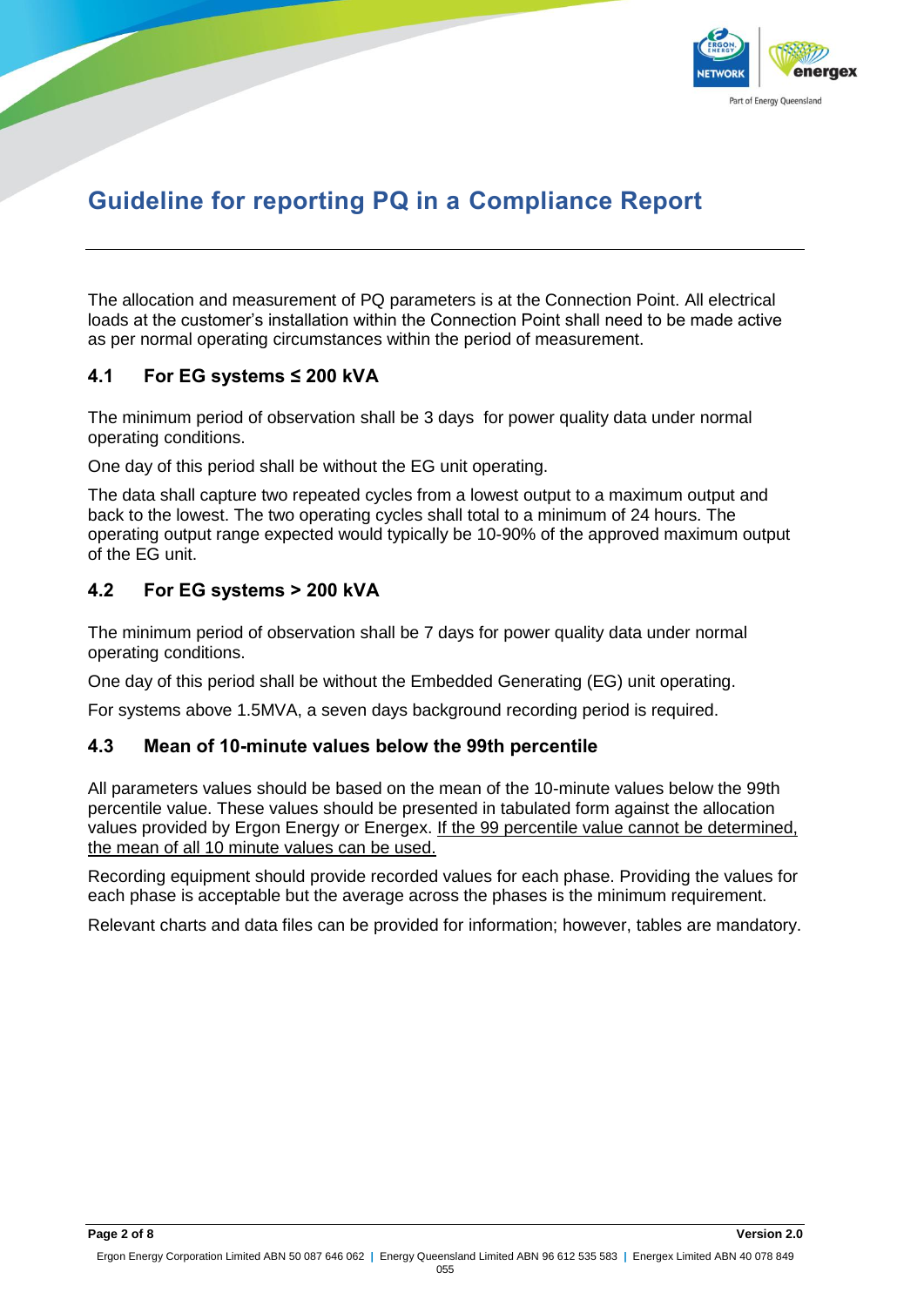The allocation and measurement of PQ parameters is at the Connection Point. All electrical loads at the customer's installation within the Connection Point shall need to be made active as per normal operating circumstances within the period of measurement.

## 4.1 For EG systems ≤ 200 kVA

The minimum period of observation shall be 3 days for power quality data under normal operating conditions.

One day of this period shall be without the EG unit operating.

The data shall capture two repeated cycles from a lowest output to a maximum output and back to the lowest. The two operating cycles shall total to a minimum of 24 hours. The operating output range expected would typically be 10-90% of the approved maximum output of the EG unit.

## 4.2 For EG systems > 200 kVA

The minimum period of observation shall be 7 days for power quality data under normal operating conditions.

One day of this period shall be without the Embedded Generating (EG) unit operating.

For systems above 1.5MVA, a seven days background recording period is required.

## 4.3 Mean of 10-minute values below the 99th percentile

All parameters values should be based on the mean of the 10-minute values below the 99th percentile value. These values should be presented in tabulated form against the allocation values provided by Ergon Energy or Energex. <u>If the 99 percentile value cannot be determined, the mean of all 10 minute values can be used.</u>

Recording equipment should provide recorded values for each phase. Providing the values for each phase is acceptable but the average across the phases is the minimum requirement.

Relevant charts and data files can be provided for information; however, tables are mandatory.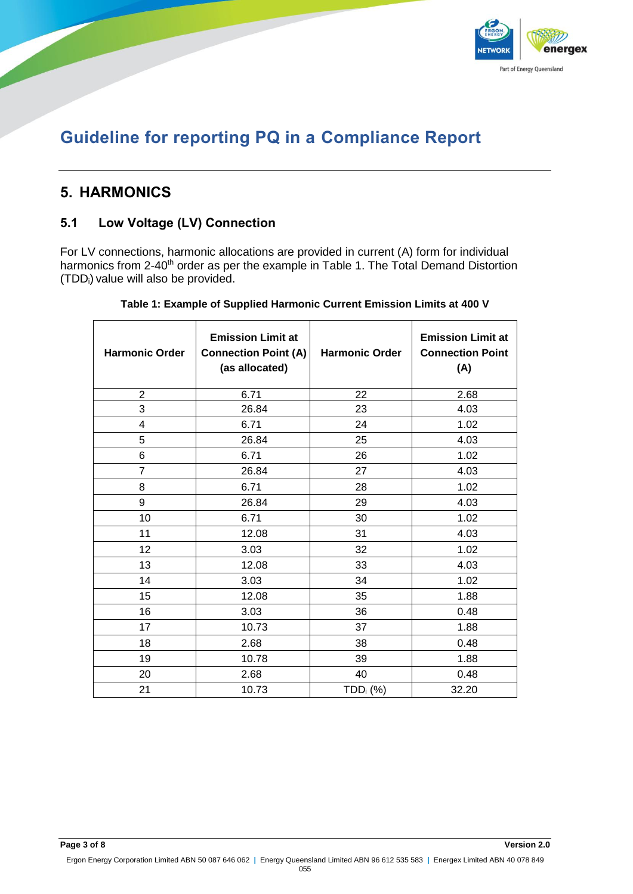## 5. HARMONICS

### 5.1 Low Voltage (LV) Connection

For LV connections, harmonic allocations are provided in current (A) form for individual harmonics from 2-40[th] order as per the example in Table 1. The Total Demand Distortion ($TDD_i$) value will also be provided.

**Table 1: Example of Supplied Harmonic Current Emission Limits at 400 V**

| Harmonic Order | Emission Limit at Connection Point (A) (as allocated) | Harmonic Order | Emission Limit at Connection Point (A) |
|---|---|---|---|
| 2 | 6.71 | 22 | 2.68 |
| 3 | 26.84 | 23 | 4.03 |
| 4 | 6.71 | 24 | 1.02 |
| 5 | 26.84 | 25 | 4.03 |
| 6 | 6.71 | 26 | 1.02 |
| 7 | 26.84 | 27 | 4.03 |
| 8 | 6.71 | 28 | 1.02 |
| 9 | 26.84 | 29 | 4.03 |
| 10 | 6.71 | 30 | 1.02 |
| 11 | 12.08 | 31 | 4.03 |
| 12 | 3.03 | 32 | 1.02 |
| 13 | 12.08 | 33 | 4.03 |
| 14 | 3.03 | 34 | 1.02 |
| 15 | 12.08 | 35 | 1.88 |
| 16 | 3.03 | 36 | 0.48 |
| 17 | 10.73 | 37 | 1.88 |
| 18 | 2.68 | 38 | 0.48 |
| 19 | 10.78 | 39 | 1.88 |
| 20 | 2.68 | 40 | 0.48 |
| 21 | 10.73 | $TDD_i$ (%) | 32.20 |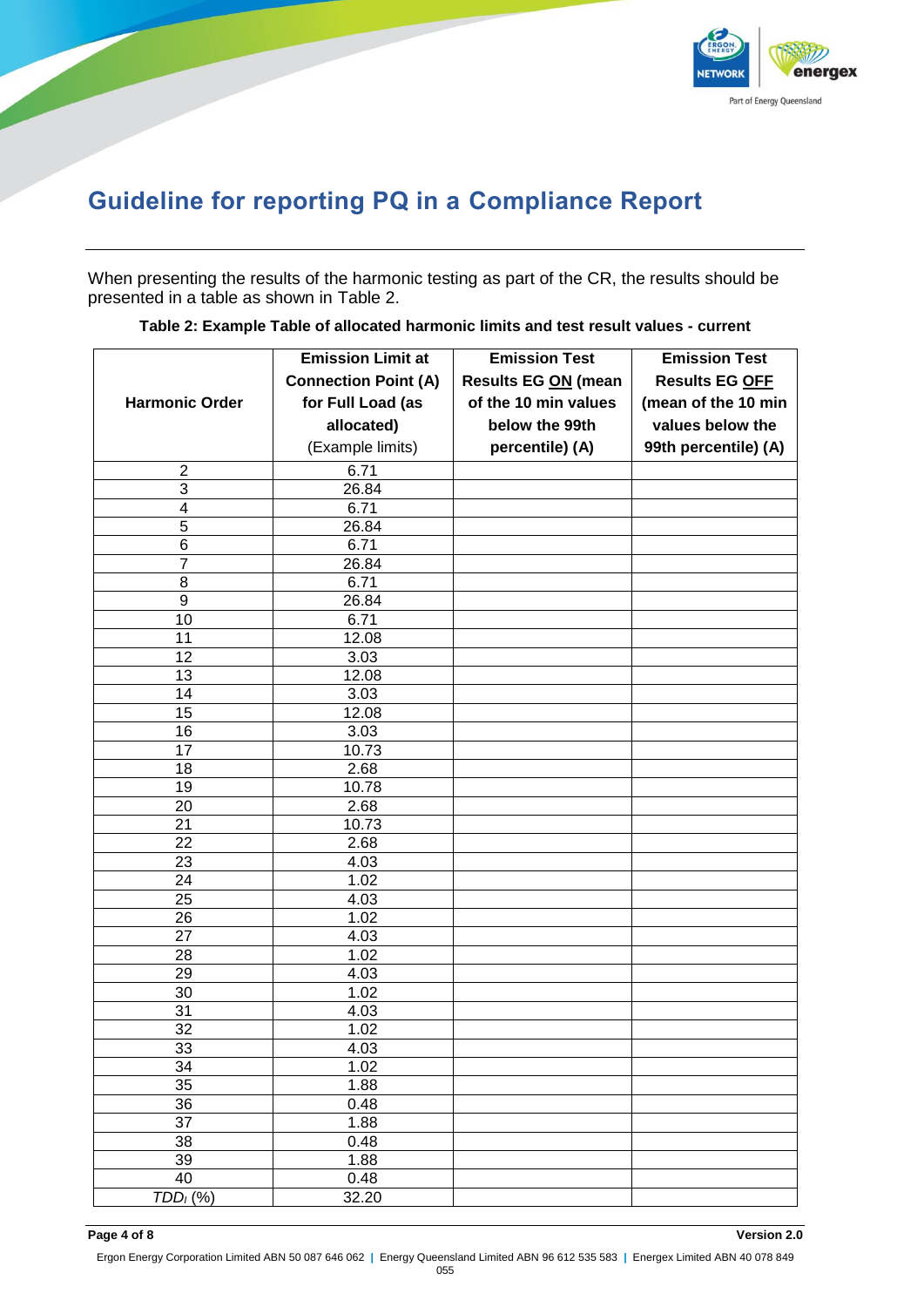# Guideline for reporting PQ in a Compliance Report

When presenting the results of the harmonic testing as part of the CR, the results should be presented in a table as shown in Table 2.

**Table 2: Example Table of allocated harmonic limits and test result values - current**

| Harmonic Order | Emission Limit at Connection Point (A) for Full Load (as allocated) (Example limits) | Emission Test Results EG ON (mean of the 10 min values below the 99th percentile) (A) | Emission Test Results EG OFF (mean of the 10 min values below the 99th percentile) (A) |
|---|---|---|---|
| 2 | 6.71 | | |
| 3 | 26.84 | | |
| 4 | 6.71 | | |
| 5 | 26.84 | | |
| 6 | 6.71 | | |
| 7 | 26.84 | | |
| 8 | 6.71 | | |
| 9 | 26.84 | | |
| 10 | 6.71 | | |
| 11 | 12.08 | | |
| 12 | 3.03 | | |
| 13 | 12.08 | | |
| 14 | 3.03 | | |
| 15 | 12.08 | | |
| 16 | 3.03 | | |
| 17 | 10.73 | | |
| 18 | 2.68 | | |
| 19 | 10.78 | | |
| 20 | 2.68 | | |
| 21 | 10.73 | | |
| 22 | 2.68 | | |
| 23 | 4.03 | | |
| 24 | 1.02 | | |
| 25 | 4.03 | | |
| 26 | 1.02 | | |
| 27 | 4.03 | | |
| 28 | 1.02 | | |
| 29 | 4.03 | | |
| 30 | 1.02 | | |
| 31 | 4.03 | | |
| 32 | 1.02 | | |
| 33 | 4.03 | | |
| 34 | 1.02 | | |
| 35 | 1.88 | | |
| 36 | 0.48 | | |
| 37 | 1.88 | | |
| 38 | 0.48 | | |
| 39 | 1.88 | | |
| 40 | 0.48 | | |
| $TDD_I$ (%) | 32.20 | | |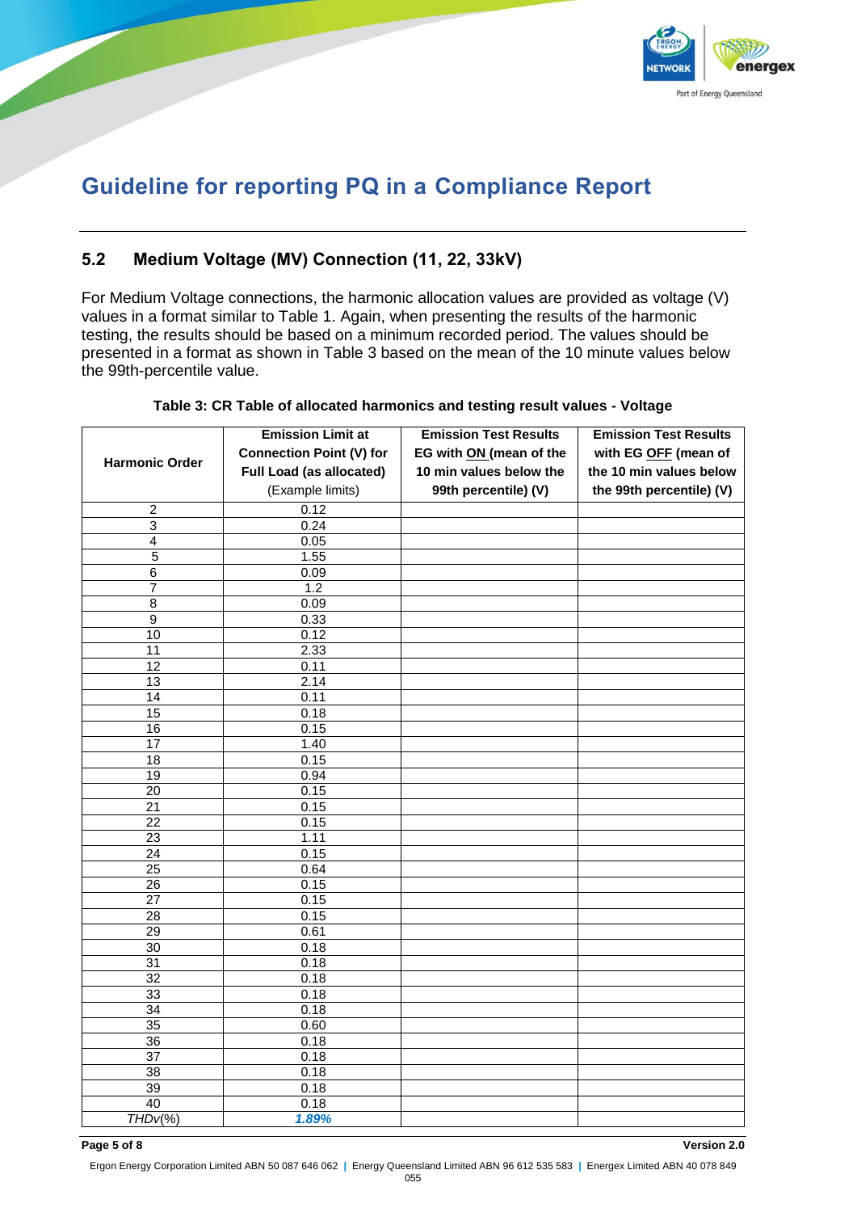## 5.2 Medium Voltage (MV) Connection (11, 22, 33kV)

For Medium Voltage connections, the harmonic allocation values are provided as voltage (V) values in a format similar to Table 1. Again, when presenting the results of the harmonic testing, the results should be based on a minimum recorded period. The values should be presented in a format as shown in Table 3 based on the mean of the 10 minute values below the 99th-percentile value.

**Table 3: CR Table of allocated harmonics and testing result values - Voltage**

| Harmonic Order | Emission Limit at Connection Point (V) for Full Load (as allocated) (Example limits) | Emission Test Results EG with ON (mean of the 10 min values below the 99th percentile) (V) | Emission Test Results with EG OFF (mean of the 10 min values below the 99th percentile) (V) |
|---|---|---|---|
| 2 | 0.12 | | |
| 3 | 0.24 | | |
| 4 | 0.05 | | |
| 5 | 1.55 | | |
| 6 | 0.09 | | |
| 7 | 1.2 | | |
| 8 | 0.09 | | |
| 9 | 0.33 | | |
| 10 | 0.12 | | |
| 11 | 2.33 | | |
| 12 | 0.11 | | |
| 13 | 2.14 | | |
| 14 | 0.11 | | |
| 15 | 0.18 | | |
| 16 | 0.15 | | |
| 17 | 1.40 | | |
| 18 | 0.15 | | |
| 19 | 0.94 | | |
| 20 | 0.15 | | |
| 21 | 0.15 | | |
| 22 | 0.15 | | |
| 23 | 1.11 | | |
| 24 | 0.15 | | |
| 25 | 0.64 | | |
| 26 | 0.15 | | |
| 27 | 0.15 | | |
| 28 | 0.15 | | |
| 29 | 0.61 | | |
| 30 | 0.18 | | |
| 31 | 0.18 | | |
| 32 | 0.18 | | |
| 33 | 0.18 | | |
| 34 | 0.18 | | |
| 35 | 0.60 | | |
| 36 | 0.18 | | |
| 37 | 0.18 | | |
| 38 | 0.18 | | |
| 39 | 0.18 | | |
| 40 | 0.18 | | |
| *THDv*(%) | ***1.89%*** | | |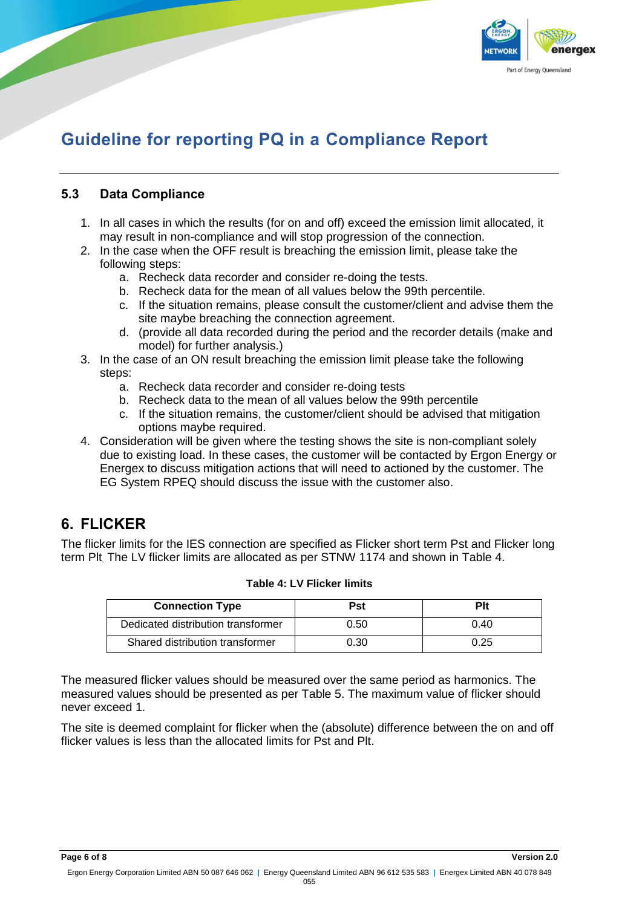### 5.3 Data Compliance

1. In all cases in which the results (for on and off) exceed the emission limit allocated, it may result in non-compliance and will stop progression of the connection.
2. In the case when the OFF result is breaching the emission limit, please take the following steps:
   a. Recheck data recorder and consider re-doing the tests.
   b. Recheck data for the mean of all values below the 99th percentile.
   c. If the situation remains, please consult the customer/client and advise them the site maybe breaching the connection agreement.
   d. (provide all data recorded during the period and the recorder details (make and model) for further analysis.)
3. In the case of an ON result breaching the emission limit please take the following steps:
   a. Recheck data recorder and consider re-doing tests
   b. Recheck data to the mean of all values below the 99th percentile
   c. If the situation remains, the customer/client should be advised that mitigation options maybe required.
4. Consideration will be given where the testing shows the site is non-compliant solely due to existing load. In these cases, the customer will be contacted by Ergon Energy or Energex to discuss mitigation actions that will need to actioned by the customer. The EG System RPEQ should discuss the issue with the customer also.

## 6. FLICKER

The flicker limits for the IES connection are specified as Flicker short term Pst and Flicker long term Plt. The LV flicker limits are allocated as per STNW 1174 and shown in Table 4.

**Table 4: LV Flicker limits**

| Connection Type | Pst | Plt |
|---|---|---|
| Dedicated distribution transformer | 0.50 | 0.40 |
| Shared distribution transformer | 0.30 | 0.25 |

The measured flicker values should be measured over the same period as harmonics. The measured values should be presented as per Table 5. The maximum value of flicker should never exceed 1.

The site is deemed complaint for flicker when the (absolute) difference between the on and off flicker values is less than the allocated limits for Pst and Plt.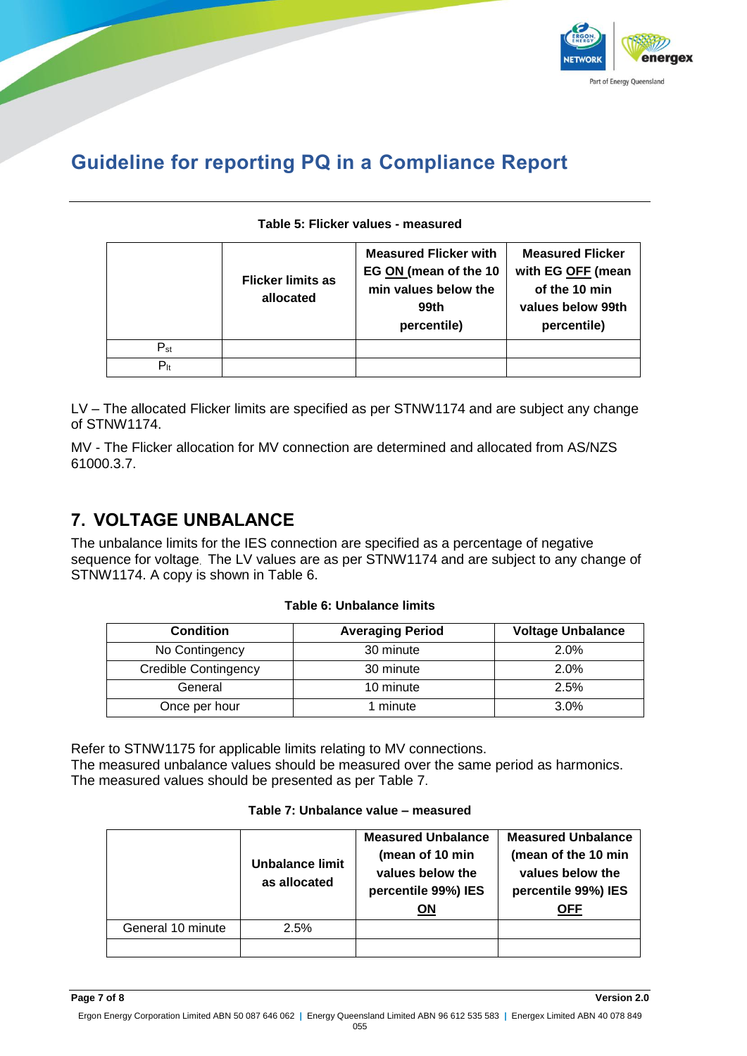**Table 5: Flicker values - measured**

| | Flicker limits as allocated | Measured Flicker with EG <u>ON</u> (mean of the 10 min values below the 99th percentile) | Measured Flicker with EG <u>OFF</u> (mean of the 10 min values below 99th percentile) |
|---|---|---|---|
| $P_{st}$ | | | |
| $P_{lt}$ | | | |

LV – The allocated Flicker limits are specified as per STNW1174 and are subject any change of STNW1174.

MV - The Flicker allocation for MV connection are determined and allocated from AS/NZS 61000.3.7.

## 7. VOLTAGE UNBALANCE

The unbalance limits for the IES connection are specified as a percentage of negative sequence for voltage. The LV values are as per STNW1174 and are subject to any change of STNW1174. A copy is shown in Table 6.

**Table 6: Unbalance limits**

| Condition | Averaging Period | Voltage Unbalance |
|---|---|---|
| No Contingency | 30 minute | 2.0% |
| Credible Contingency | 30 minute | 2.0% |
| General | 10 minute | 2.5% |
| Once per hour | 1 minute | 3.0% |

Refer to STNW1175 for applicable limits relating to MV connections.
The measured unbalance values should be measured over the same period as harmonics.
The measured values should be presented as per Table 7.

**Table 7: Unbalance value – measured**

| | Unbalance limit as allocated | Measured Unbalance (mean of 10 min values below the percentile 99%) IES <u>ON</u> | Measured Unbalance (mean of the 10 min values below the percentile 99%) IES <u>OFF</u> |
|---|---|---|---|
| General 10 minute | 2.5% | | |
| | | | |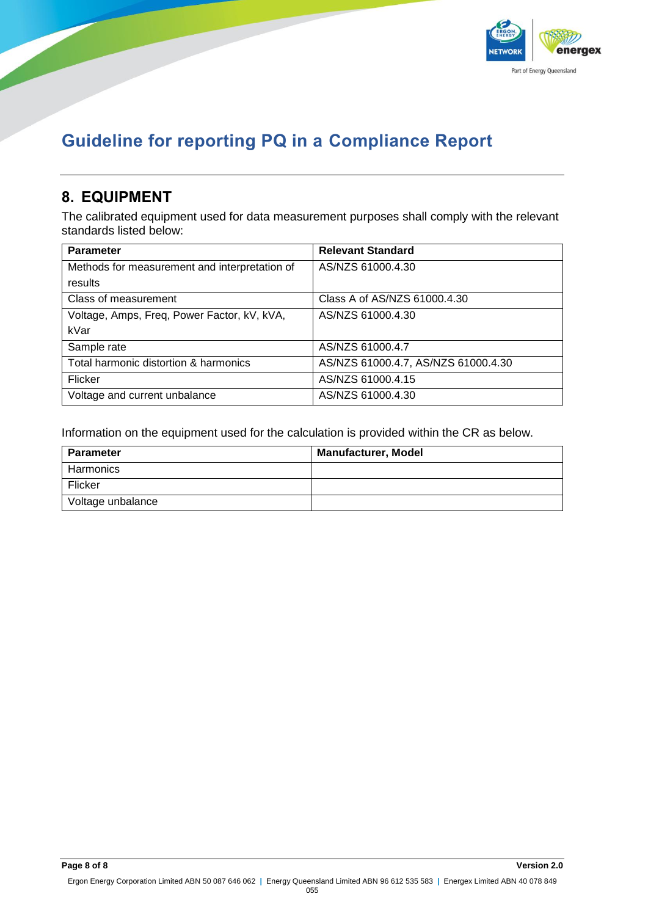## 8. EQUIPMENT

The calibrated equipment used for data measurement purposes shall comply with the relevant standards listed below:

| Parameter | Relevant Standard |
|---|---|
| Methods for measurement and interpretation of results | AS/NZS 61000.4.30 |
| Class of measurement | Class A of AS/NZS 61000.4.30 |
| Voltage, Amps, Freq, Power Factor, kV, kVA, kVar | AS/NZS 61000.4.30 |
| Sample rate | AS/NZS 61000.4.7 |
| Total harmonic distortion & harmonics | AS/NZS 61000.4.7, AS/NZS 61000.4.30 |
| Flicker | AS/NZS 61000.4.15 |
| Voltage and current unbalance | AS/NZS 61000.4.30 |

Information on the equipment used for the calculation is provided within the CR as below.

| Parameter | Manufacturer, Model |
|---|---|
| Harmonics | |
| Flicker | |
| Voltage unbalance | |